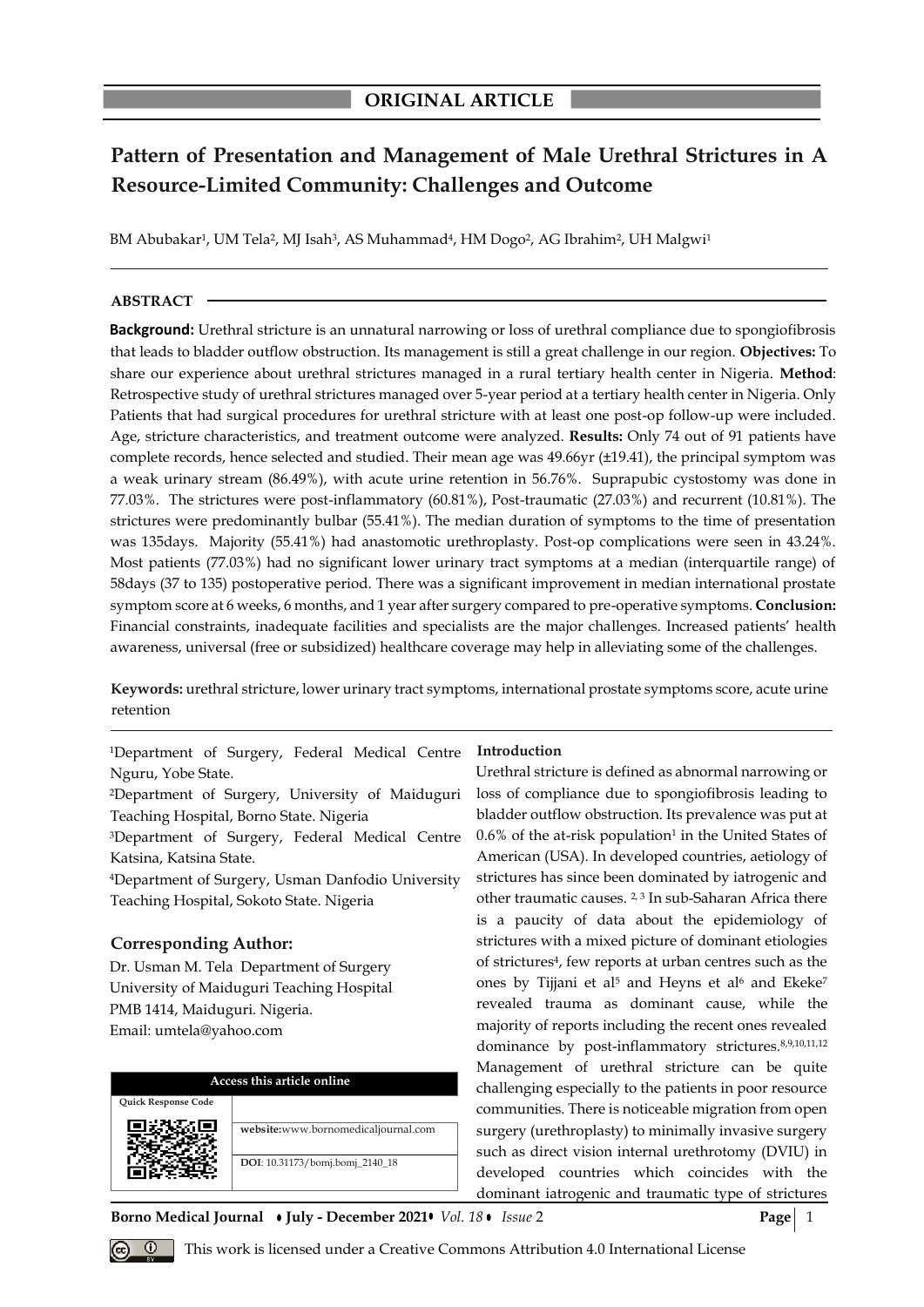## ORIGINAL ARTICLE

# Pattern of Presentation and Management of Male Urethral Strictures in A Resource-Limited Community: Challenges and Outcome

BM Abubakar[1], UM Tela[2], MJ Isah[3], AS Muhammad[4], HM Dogo[2], AG Ibrahim[2], UH Malgwi[1]

### ABSTRACT

**Background:** Urethral stricture is an unnatural narrowing or loss of urethral compliance due to spongiofibrosis that leads to bladder outflow obstruction. Its management is still a great challenge in our region. **Objectives:** To share our experience about urethral strictures managed in a rural tertiary health center in Nigeria. **Method**: Retrospective study of urethral strictures managed over 5-year period at a tertiary health center in Nigeria. Only Patients that had surgical procedures for urethral stricture with at least one post-op follow-up were included. Age, stricture characteristics, and treatment outcome were analyzed. **Results:** Only 74 out of 91 patients have complete records, hence selected and studied. Their mean age was 49.66yr (±19.41), the principal symptom was a weak urinary stream (86.49%), with acute urine retention in 56.76%. Suprapubic cystostomy was done in 77.03%. The strictures were post-inflammatory (60.81%), Post-traumatic (27.03%) and recurrent (10.81%). The strictures were predominantly bulbar (55.41%). The median duration of symptoms to the time of presentation was 135days. Majority (55.41%) had anastomotic urethroplasty. Post-op complications were seen in 43.24%. Most patients (77.03%) had no significant lower urinary tract symptoms at a median (interquartile range) of 58days (37 to 135) postoperative period. There was a significant improvement in median international prostate symptom score at 6 weeks, 6 months, and 1 year after surgery compared to pre-operative symptoms. **Conclusion:** Financial constraints, inadequate facilities and specialists are the major challenges. Increased patients' health awareness, universal (free or subsidized) healthcare coverage may help in alleviating some of the challenges.

**Keywords:** urethral stricture, lower urinary tract symptoms, international prostate symptoms score, acute urine retention

[1]Department of Surgery, Federal Medical Centre Nguru, Yobe State.
[2]Department of Surgery, University of Maiduguri Teaching Hospital, Borno State. Nigeria
[3]Department of Surgery, Federal Medical Centre Katsina, Katsina State.
[4]Department of Surgery, Usman Danfodio University Teaching Hospital, Sokoto State. Nigeria

### Corresponding Author:

Dr. Usman M. Tela Department of Surgery
University of Maiduguri Teaching Hospital
PMB 1414, Maiduguri. Nigeria.
Email: umtela@yahoo.com

| Access this article online | |
|---|---|
| Quick Response Code | website:www.bornomedicaljournal.com |
| | DOI: 10.31173/bomj.bomj_2140_18 |

### Introduction

Urethral stricture is defined as abnormal narrowing or loss of compliance due to spongiofibrosis leading to bladder outflow obstruction. Its prevalence was put at 0.6% of the at-risk population[1] in the United States of American (USA). In developed countries, aetiology of strictures has since been dominated by iatrogenic and other traumatic causes.[2,3] In sub-Saharan Africa there is a paucity of data about the epidemiology of strictures with a mixed picture of dominant etiologies of strictures[4], few reports at urban centres such as the ones by Tijjani et al[5] and Heyns et al[6] and Ekeke[7] revealed trauma as dominant cause, while the majority of reports including the recent ones revealed dominance by post-inflammatory strictures.[8,9,10,11,12] Management of urethral stricture can be quite challenging especially to the patients in poor resource communities. There is noticeable migration from open surgery (urethroplasty) to minimally invasive surgery such as direct vision internal urethrotomy (DVIU) in developed countries which coincides with the dominant iatrogenic and traumatic type of strictures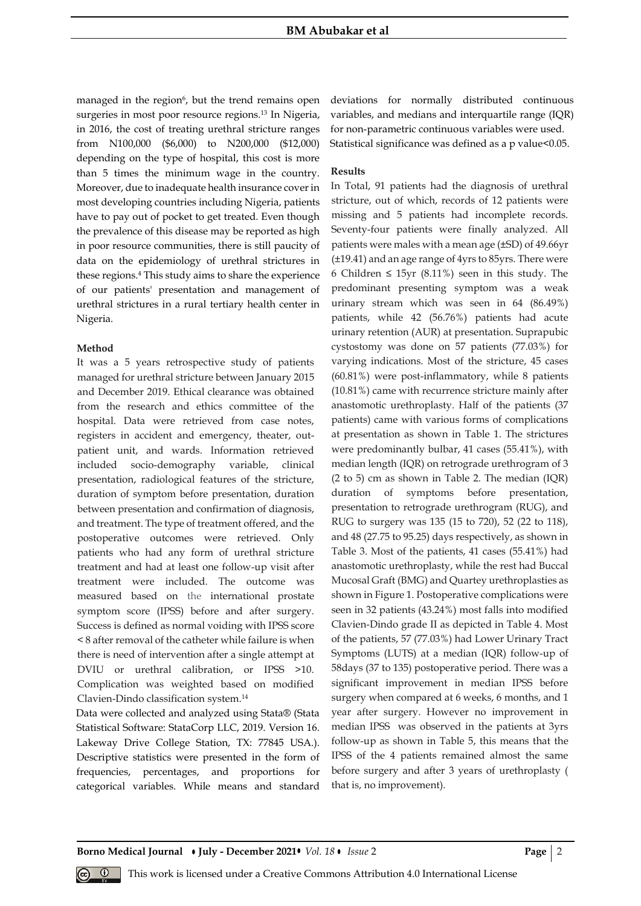managed in the region[6], but the trend remains open surgeries in most poor resource regions.[13] In Nigeria, in 2016, the cost of treating urethral stricture ranges from N100,000 ($6,000) to N200,000 ($12,000) depending on the type of hospital, this cost is more than 5 times the minimum wage in the country. Moreover, due to inadequate health insurance cover in most developing countries including Nigeria, patients have to pay out of pocket to get treated. Even though the prevalence of this disease may be reported as high in poor resource communities, there is still paucity of data on the epidemiology of urethral strictures in these regions.[4] This study aims to share the experience of our patients' presentation and management of urethral strictures in a rural tertiary health center in Nigeria.

## Method

It was a 5 years retrospective study of patients managed for urethral stricture between January 2015 and December 2019. Ethical clearance was obtained from the research and ethics committee of the hospital. Data were retrieved from case notes, registers in accident and emergency, theater, out-patient unit, and wards. Information retrieved included socio-demography variable, clinical presentation, radiological features of the stricture, duration of symptom before presentation, duration between presentation and confirmation of diagnosis, and treatment. The type of treatment offered, and the postoperative outcomes were retrieved. Only patients who had any form of urethral stricture treatment and had at least one follow-up visit after treatment were included. The outcome was measured based on the international prostate symptom score (IPSS) before and after surgery. Success is defined as normal voiding with IPSS score < 8 after removal of the catheter while failure is when there is need of intervention after a single attempt at DVIU or urethral calibration, or IPSS >10. Complication was weighted based on modified Clavien-Dindo classification system.[14]

Data were collected and analyzed using Stata® (Stata Statistical Software: StataCorp LLC, 2019. Version 16. Lakeway Drive College Station, TX: 77845 USA.). Descriptive statistics were presented in the form of frequencies, percentages, and proportions for categorical variables. While means and standard deviations for normally distributed continuous variables, and medians and interquartile range (IQR) for non-parametric continuous variables were used. Statistical significance was defined as a p value<0.05.

## Results

In Total, 91 patients had the diagnosis of urethral stricture, out of which, records of 12 patients were missing and 5 patients had incomplete records. Seventy-four patients were finally analyzed. All patients were males with a mean age (±SD) of 49.66yr (±19.41) and an age range of 4yrs to 85yrs. There were 6 Children ≤ 15yr (8.11%) seen in this study. The predominant presenting symptom was a weak urinary stream which was seen in 64 (86.49%) patients, while 42 (56.76%) patients had acute urinary retention (AUR) at presentation. Suprapubic cystostomy was done on 57 patients (77.03%) for varying indications. Most of the stricture, 45 cases (60.81%) were post-inflammatory, while 8 patients (10.81%) came with recurrence stricture mainly after anastomotic urethroplasty. Half of the patients (37 patients) came with various forms of complications at presentation as shown in Table 1. The strictures were predominantly bulbar, 41 cases (55.41%), with median length (IQR) on retrograde urethrogram of 3 (2 to 5) cm as shown in Table 2. The median (IQR) duration of symptoms before presentation, presentation to retrograde urethrogram (RUG), and RUG to surgery was 135 (15 to 720), 52 (22 to 118), and 48 (27.75 to 95.25) days respectively, as shown in Table 3. Most of the patients, 41 cases (55.41%) had anastomotic urethroplasty, while the rest had Buccal Mucosal Graft (BMG) and Quartey urethroplasties as shown in Figure 1. Postoperative complications were seen in 32 patients (43.24%) most falls into modified Clavien-Dindo grade II as depicted in Table 4. Most of the patients, 57 (77.03%) had Lower Urinary Tract Symptoms (LUTS) at a median (IQR) follow-up of 58days (37 to 135) postoperative period. There was a significant improvement in median IPSS before surgery when compared at 6 weeks, 6 months, and 1 year after surgery. However no improvement in median IPSS was observed in the patients at 3yrs follow-up as shown in Table 5, this means that the IPSS of the 4 patients remained almost the same before surgery and after 3 years of urethroplasty ( that is, no improvement).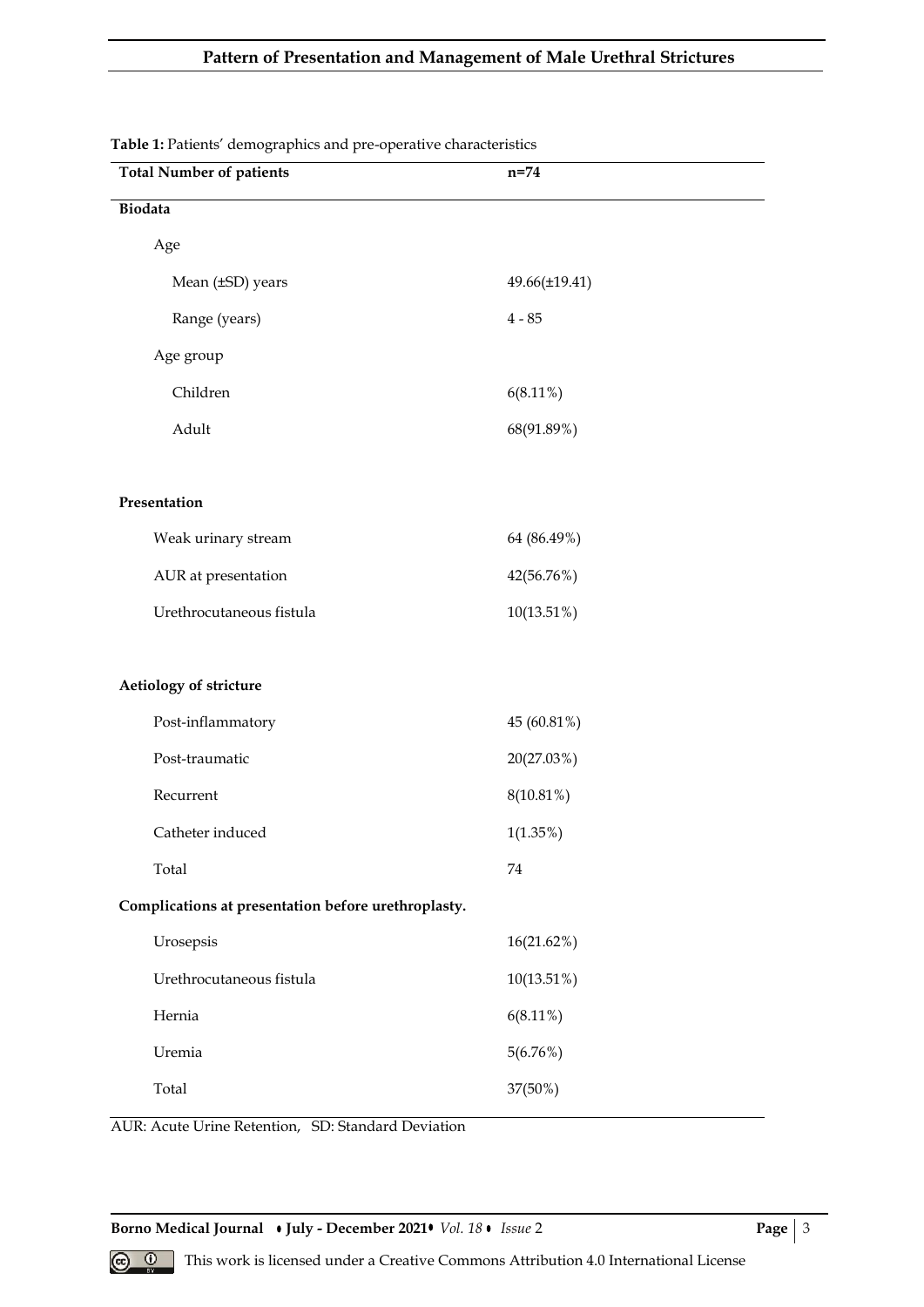**Table 1:** Patients' demographics and pre-operative characteristics

| Total Number of patients | n=74 |
|---|---|
| **Biodata** | |
| Age | |
| Mean (±SD) years | 49.66(±19.41) |
| Range (years) | 4 - 85 |
| Age group | |
| Children | 6(8.11%) |
| Adult | 68(91.89%) |
| **Presentation** | |
| Weak urinary stream | 64 (86.49%) |
| AUR at presentation | 42(56.76%) |
| Urethrocutaneous fistula | 10(13.51%) |
| **Aetiology of stricture** | |
| Post-inflammatory | 45 (60.81%) |
| Post-traumatic | 20(27.03%) |
| Recurrent | 8(10.81%) |
| Catheter induced | 1(1.35%) |
| Total | 74 |
| **Complications at presentation before urethroplasty.** | |
| Urosepsis | 16(21.62%) |
| Urethrocutaneous fistula | 10(13.51%) |
| Hernia | 6(8.11%) |
| Uremia | 5(6.76%) |
| Total | 37(50%) |

AUR: Acute Urine Retention, SD: Standard Deviation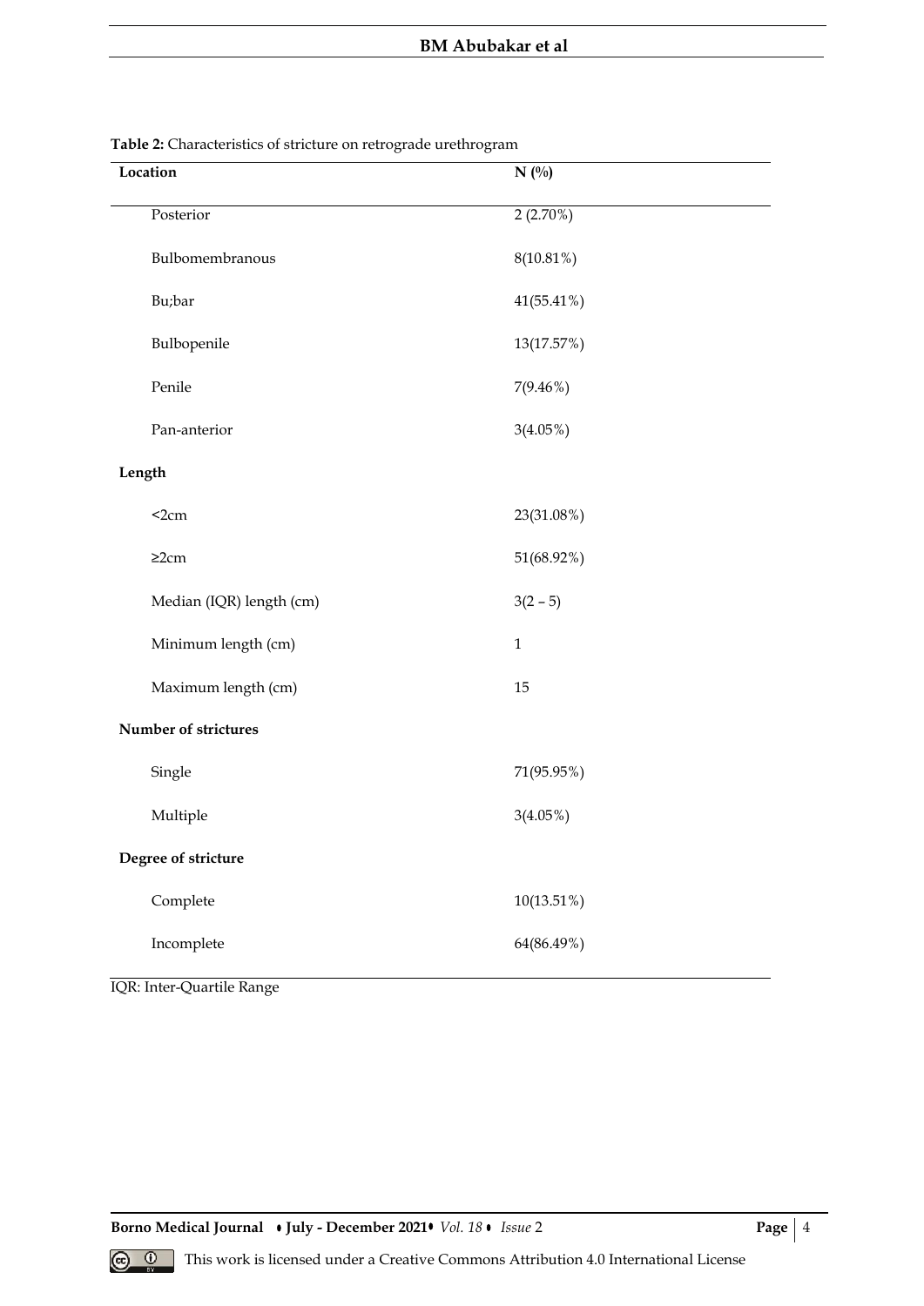**Table 2:** Characteristics of stricture on retrograde urethrogram

| Location | N (%) |
|---|---|
| Posterior | 2 (2.70%) |
| Bulbomembranous | 8(10.81%) |
| Bu;bar | 41(55.41%) |
| Bulbopenile | 13(17.57%) |
| Penile | 7(9.46%) |
| Pan-anterior | 3(4.05%) |
| **Length** | |
| <2cm | 23(31.08%) |
| ≥2cm | 51(68.92%) |
| Median (IQR) length (cm) | 3(2 – 5) |
| Minimum length (cm) | 1 |
| Maximum length (cm) | 15 |
| **Number of strictures** | |
| Single | 71(95.95%) |
| Multiple | 3(4.05%) |
| **Degree of stricture** | |
| Complete | 10(13.51%) |
| Incomplete | 64(86.49%) |

IQR: Inter-Quartile Range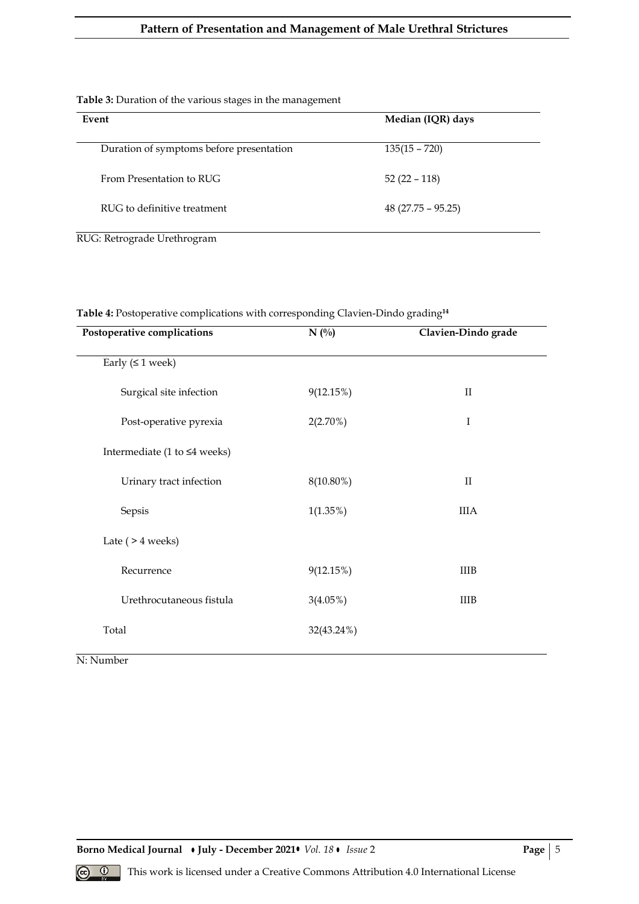**Table 3:** Duration of the various stages in the management

| Event | Median (IQR) days |
|---|---|
| Duration of symptoms before presentation | 135(15 – 720) |
| From Presentation to RUG | 52 (22 – 118) |
| RUG to definitive treatment | 48 (27.75 – 95.25) |

RUG: Retrograde Urethrogram

**Table 4:** Postoperative complications with corresponding Clavien-Dindo grading[14]

| Postoperative complications | N (%) | Clavien-Dindo grade |
|---|---|---|
| Early (≤ 1 week) | | |
| Surgical site infection | 9(12.15%) | II |
| Post-operative pyrexia | 2(2.70%) | I |
| Intermediate (1 to ≤4 weeks) | | |
| Urinary tract infection | 8(10.80%) | II |
| Sepsis | 1(1.35%) | IIIA |
| Late ( > 4 weeks) | | |
| Recurrence | 9(12.15%) | IIIB |
| Urethrocutaneous fistula | 3(4.05%) | IIIB |
| Total | 32(43.24%) | |

N: Number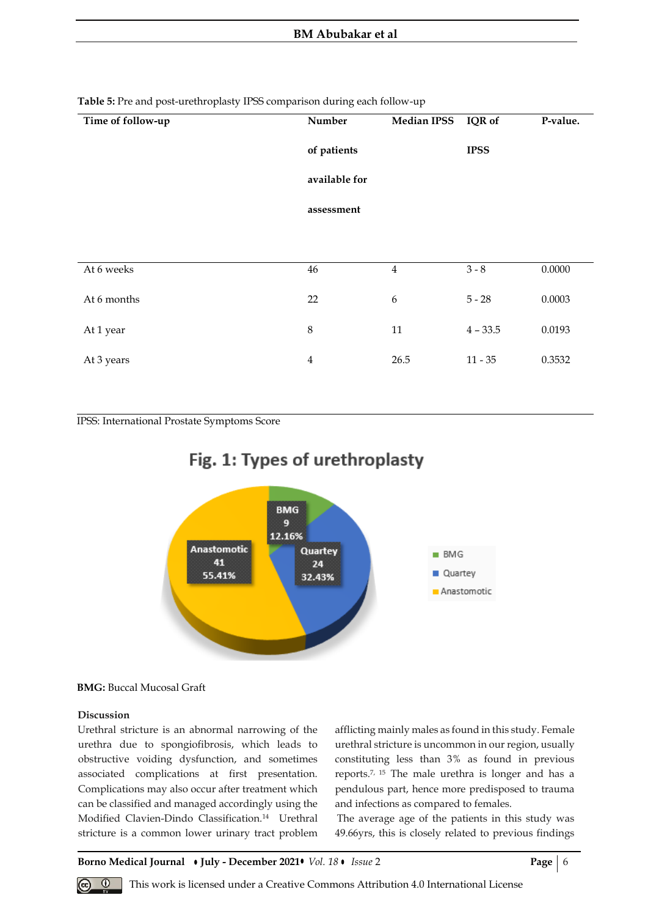**Table 5:** Pre and post-urethroplasty IPSS comparison during each follow-up

| Time of follow-up | Number of patients available for assessment | Median IPSS | IQR of IPSS | P-value. |
|---|---|---|---|---|
| At 6 weeks | 46 | 4 | 3 - 8 | 0.0000 |
| At 6 months | 22 | 6 | 5 - 28 | 0.0003 |
| At 1 year | 8 | 11 | 4 – 33.5 | 0.0193 |
| At 3 years | 4 | 26.5 | 11 - 35 | 0.3532 |

IPSS: International Prostate Symptoms Score

**Fig. 1: Types of urethroplasty**

| Type | Number | Percentage |
|---|---|---|
| BMG | 9 | 12.16% |
| Quartey | 24 | 32.43% |
| Anastomotic | 41 | 55.41% |

**BMG:** Buccal Mucosal Graft

## Discussion

Urethral stricture is an abnormal narrowing of the urethra due to spongiofibrosis, which leads to obstructive voiding dysfunction, and sometimes associated complications at first presentation. Complications may also occur after treatment which can be classified and managed accordingly using the Modified Clavien-Dindo Classification.[14] Urethral stricture is a common lower urinary tract problem afflicting mainly males as found in this study. Female urethral stricture is uncommon in our region, usually constituting less than 3% as found in previous reports.[7, 15] The male urethra is longer and has a pendulous part, hence more predisposed to trauma and infections as compared to females.

The average age of the patients in this study was 49.66yrs, this is closely related to previous findings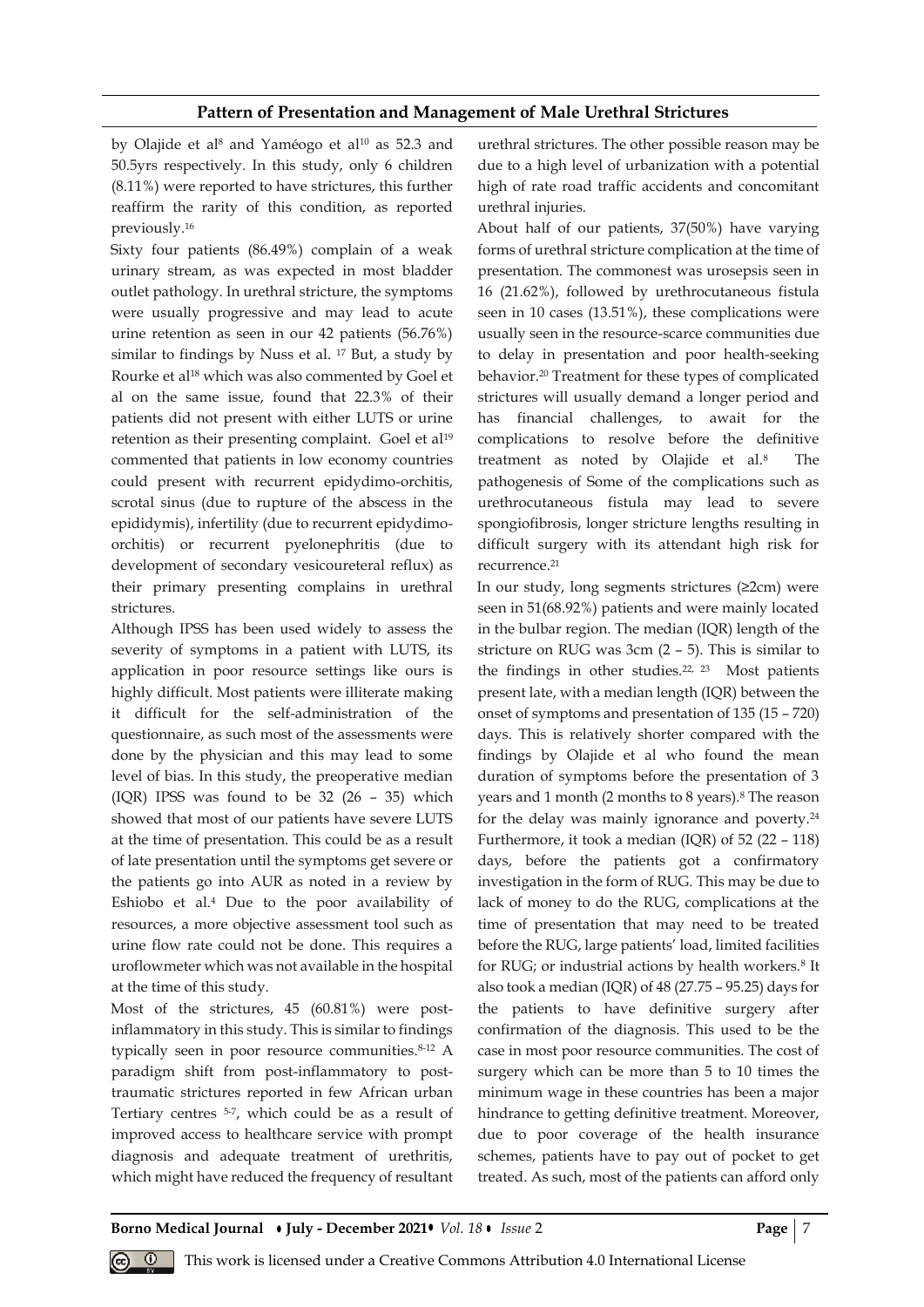by Olajide et al[8] and Yaméogo et al[10] as 52.3 and 50.5yrs respectively. In this study, only 6 children (8.11%) were reported to have strictures, this further reaffirm the rarity of this condition, as reported previously.[16]

Sixty four patients (86.49%) complain of a weak urinary stream, as was expected in most bladder outlet pathology. In urethral stricture, the symptoms were usually progressive and may lead to acute urine retention as seen in our 42 patients (56.76%) similar to findings by Nuss et al. [17] But, a study by Rourke et al[18] which was also commented by Goel et al on the same issue, found that 22.3% of their patients did not present with either LUTS or urine retention as their presenting complaint. Goel et al[19] commented that patients in low economy countries could present with recurrent epidydimo-orchitis, scrotal sinus (due to rupture of the abscess in the epididymis), infertility (due to recurrent epidydimo-orchitis) or recurrent pyelonephritis (due to development of secondary vesicoureteral reflux) as their primary presenting complains in urethral strictures.

Although IPSS has been used widely to assess the severity of symptoms in a patient with LUTS, its application in poor resource settings like ours is highly difficult. Most patients were illiterate making it difficult for the self-administration of the questionnaire, as such most of the assessments were done by the physician and this may lead to some level of bias. In this study, the preoperative median (IQR) IPSS was found to be 32 (26 – 35) which showed that most of our patients have severe LUTS at the time of presentation. This could be as a result of late presentation until the symptoms get severe or the patients go into AUR as noted in a review by Eshiobo et al.[4] Due to the poor availability of resources, a more objective assessment tool such as urine flow rate could not be done. This requires a uroflowmeter which was not available in the hospital at the time of this study.

Most of the strictures, 45 (60.81%) were post-inflammatory in this study. This is similar to findings typically seen in poor resource communities.[8-12] A paradigm shift from post-inflammatory to post-traumatic strictures reported in few African urban Tertiary centres [5-7], which could be as a result of improved access to healthcare service with prompt diagnosis and adequate treatment of urethritis, which might have reduced the frequency of resultant urethral strictures. The other possible reason may be due to a high level of urbanization with a potential high of rate road traffic accidents and concomitant urethral injuries.

About half of our patients, 37(50%) have varying forms of urethral stricture complication at the time of presentation. The commonest was urosepsis seen in 16 (21.62%), followed by urethrocutaneous fistula seen in 10 cases (13.51%), these complications were usually seen in the resource-scarce communities due to delay in presentation and poor health-seeking behavior.[20] Treatment for these types of complicated strictures will usually demand a longer period and has financial challenges, to await for the complications to resolve before the definitive treatment as noted by Olajide et al.[8] The pathogenesis of Some of the complications such as urethrocutaneous fistula may lead to severe spongiofibrosis, longer stricture lengths resulting in difficult surgery with its attendant high risk for recurrence.[21]

In our study, long segments strictures (≥2cm) were seen in 51(68.92%) patients and were mainly located in the bulbar region. The median (IQR) length of the stricture on RUG was 3cm (2 – 5). This is similar to the findings in other studies.[22, 23] Most patients present late, with a median length (IQR) between the onset of symptoms and presentation of 135 (15 – 720) days. This is relatively shorter compared with the findings by Olajide et al who found the mean duration of symptoms before the presentation of 3 years and 1 month (2 months to 8 years).[8] The reason for the delay was mainly ignorance and poverty.[24] Furthermore, it took a median (IQR) of 52 (22 – 118) days, before the patients got a confirmatory investigation in the form of RUG. This may be due to lack of money to do the RUG, complications at the time of presentation that may need to be treated before the RUG, large patients' load, limited facilities for RUG; or industrial actions by health workers.[8] It also took a median (IQR) of 48 (27.75 – 95.25) days for the patients to have definitive surgery after confirmation of the diagnosis. This used to be the case in most poor resource communities. The cost of surgery which can be more than 5 to 10 times the minimum wage in these countries has been a major hindrance to getting definitive treatment. Moreover, due to poor coverage of the health insurance schemes, patients have to pay out of pocket to get treated. As such, most of the patients can afford only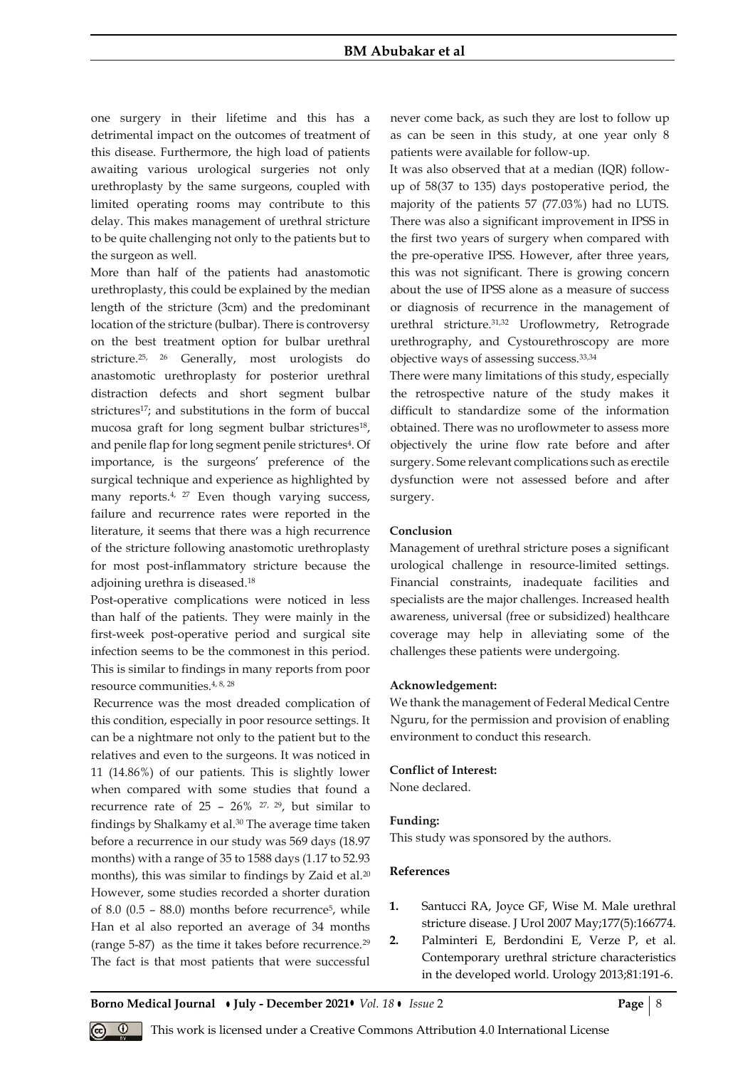one surgery in their lifetime and this has a detrimental impact on the outcomes of treatment of this disease. Furthermore, the high load of patients awaiting various urological surgeries not only urethroplasty by the same surgeons, coupled with limited operating rooms may contribute to this delay. This makes management of urethral stricture to be quite challenging not only to the patients but to the surgeon as well.

More than half of the patients had anastomotic urethroplasty, this could be explained by the median length of the stricture (3cm) and the predominant location of the stricture (bulbar). There is controversy on the best treatment option for bulbar urethral stricture.[25, 26] Generally, most urologists do anastomotic urethroplasty for posterior urethral distraction defects and short segment bulbar strictures[17]; and substitutions in the form of buccal mucosa graft for long segment bulbar strictures[18], and penile flap for long segment penile strictures[4]. Of importance, is the surgeons' preference of the surgical technique and experience as highlighted by many reports.[4, 27] Even though varying success, failure and recurrence rates were reported in the literature, it seems that there was a high recurrence of the stricture following anastomotic urethroplasty for most post-inflammatory stricture because the adjoining urethra is diseased.[18]

Post-operative complications were noticed in less than half of the patients. They were mainly in the first-week post-operative period and surgical site infection seems to be the commonest in this period. This is similar to findings in many reports from poor resource communities.[4, 8, 28]

Recurrence was the most dreaded complication of this condition, especially in poor resource settings. It can be a nightmare not only to the patient but to the relatives and even to the surgeons. It was noticed in 11 (14.86%) of our patients. This is slightly lower when compared with some studies that found a recurrence rate of 25 – 26% [27, 29], but similar to findings by Shalkamy et al.[30] The average time taken before a recurrence in our study was 569 days (18.97 months) with a range of 35 to 1588 days (1.17 to 52.93 months), this was similar to findings by Zaid et al.[20] However, some studies recorded a shorter duration of 8.0 (0.5 – 88.0) months before recurrence[5], while Han et al also reported an average of 34 months (range 5-87) as the time it takes before recurrence.[29] The fact is that most patients that were successful never come back, as such they are lost to follow up as can be seen in this study, at one year only 8 patients were available for follow-up.

It was also observed that at a median (IQR) follow-up of 58(37 to 135) days postoperative period, the majority of the patients 57 (77.03%) had no LUTS. There was also a significant improvement in IPSS in the first two years of surgery when compared with the pre-operative IPSS. However, after three years, this was not significant. There is growing concern about the use of IPSS alone as a measure of success or diagnosis of recurrence in the management of urethral stricture.[31,32] Uroflowmetry, Retrograde urethrography, and Cystourethroscopy are more objective ways of assessing success.[33,34]

There were many limitations of this study, especially the retrospective nature of the study makes it difficult to standardize some of the information obtained. There was no uroflowmeter to assess more objectively the urine flow rate before and after surgery. Some relevant complications such as erectile dysfunction were not assessed before and after surgery.

**Conclusion**

Management of urethral stricture poses a significant urological challenge in resource-limited settings. Financial constraints, inadequate facilities and specialists are the major challenges. Increased health awareness, universal (free or subsidized) healthcare coverage may help in alleviating some of the challenges these patients were undergoing.

**Acknowledgement:**

We thank the management of Federal Medical Centre Nguru, for the permission and provision of enabling environment to conduct this research.

**Conflict of Interest:**

None declared.

**Funding:**

This study was sponsored by the authors.

**References**

1. Santucci RA, Joyce GF, Wise M. Male urethral stricture disease. J Urol 2007 May;177(5):166774.
2. Palminteri E, Berdondini E, Verze P, et al. Contemporary urethral stricture characteristics in the developed world. Urology 2013;81:191-6.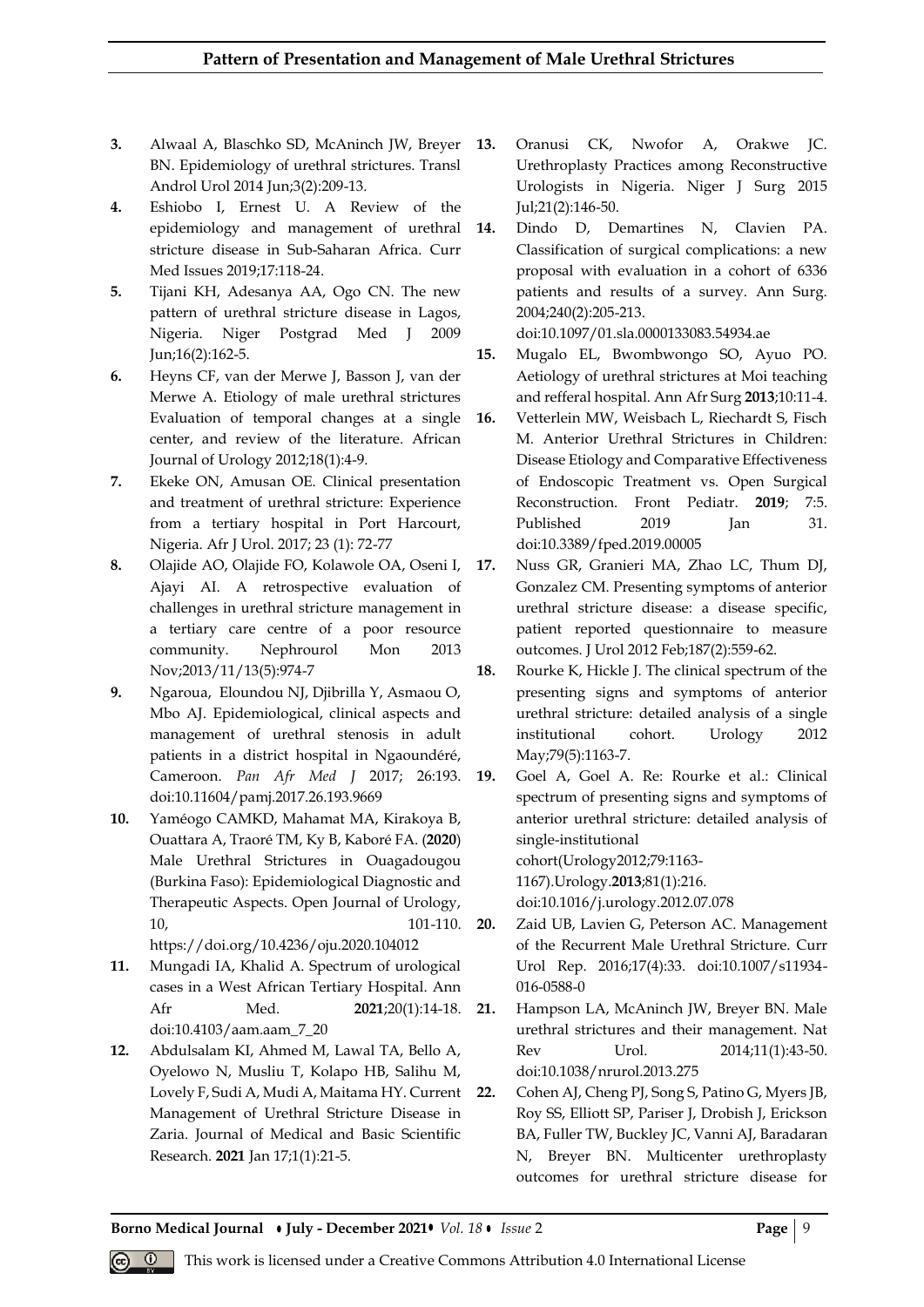3. Alwaal A, Blaschko SD, McAninch JW, Breyer BN. Epidemiology of urethral strictures. Transl Androl Urol 2014 Jun;3(2):209-13.
4. Eshiobo I, Ernest U. A Review of the epidemiology and management of urethral stricture disease in Sub-Saharan Africa. Curr Med Issues 2019;17:118-24.
5. Tijani KH, Adesanya AA, Ogo CN. The new pattern of urethral stricture disease in Lagos, Nigeria. Niger Postgrad Med J 2009 Jun;16(2):162-5.
6. Heyns CF, van der Merwe J, Basson J, van der Merwe A. Etiology of male urethral strictures Evaluation of temporal changes at a single center, and review of the literature. African Journal of Urology 2012;18(1):4-9.
7. Ekeke ON, Amusan OE. Clinical presentation and treatment of urethral stricture: Experience from a tertiary hospital in Port Harcourt, Nigeria. Afr J Urol. 2017; 23 (1): 72-77
8. Olajide AO, Olajide FO, Kolawole OA, Oseni I, Ajayi AI. A retrospective evaluation of challenges in urethral stricture management in a tertiary care centre of a poor resource community. Nephrourol Mon 2013 Nov;2013/11/13(5):974-7
9. Ngaroua, Eloundou NJ, Djibrilla Y, Asmaou O, Mbo AJ. Epidemiological, clinical aspects and management of urethral stenosis in adult patients in a district hospital in Ngaoundéré, Cameroon. *Pan Afr Med J* 2017; 26:193. doi:10.11604/pamj.2017.26.193.9669
10. Yaméogo CAMKD, Mahamat MA, Kirakoya B, Ouattara A, Traoré TM, Ky B, Kaboré FA. (**2020**) Male Urethral Strictures in Ouagadougou (Burkina Faso): Epidemiological Diagnostic and Therapeutic Aspects. Open Journal of Urology, 10, 101-110. https://doi.org/10.4236/oju.2020.104012
11. Mungadi IA, Khalid A. Spectrum of urological cases in a West African Tertiary Hospital. Ann Afr Med. **2021**;20(1):14-18. doi:10.4103/aam.aam_7_20
12. Abdulsalam KI, Ahmed M, Lawal TA, Bello A, Oyelowo N, Musliu T, Kolapo HB, Salihu M, Lovely F, Sudi A, Mudi A, Maitama HY. Current Management of Urethral Stricture Disease in Zaria. Journal of Medical and Basic Scientific Research. **2021** Jan 17;1(1):21-5.
13. Oranusi CK, Nwofor A, Orakwe JC. Urethroplasty Practices among Reconstructive Urologists in Nigeria. Niger J Surg 2015 Jul;21(2):146-50.
14. Dindo D, Demartines N, Clavien PA. Classification of surgical complications: a new proposal with evaluation in a cohort of 6336 patients and results of a survey. Ann Surg. 2004;240(2):205-213. doi:10.1097/01.sla.0000133083.54934.ae
15. Mugalo EL, Bwombwongo SO, Ayuo PO. Aetiology of urethral strictures at Moi teaching and refferal hospital. Ann Afr Surg **2013**;10:11-4.
16. Vetterlein MW, Weisbach L, Riechardt S, Fisch M. Anterior Urethral Strictures in Children: Disease Etiology and Comparative Effectiveness of Endoscopic Treatment vs. Open Surgical Reconstruction. Front Pediatr. **2019**; 7:5. Published 2019 Jan 31. doi:10.3389/fped.2019.00005
17. Nuss GR, Granieri MA, Zhao LC, Thum DJ, Gonzalez CM. Presenting symptoms of anterior urethral stricture disease: a disease specific, patient reported questionnaire to measure outcomes. J Urol 2012 Feb;187(2):559-62.
18. Rourke K, Hickle J. The clinical spectrum of the presenting signs and symptoms of anterior urethral stricture: detailed analysis of a single institutional cohort. Urology 2012 May;79(5):1163-7.
19. Goel A, Goel A. Re: Rourke et al.: Clinical spectrum of presenting signs and symptoms of anterior urethral stricture: detailed analysis of single-institutional cohort(Urology2012;79:1163-1167).Urology.**2013**;81(1):216. doi:10.1016/j.urology.2012.07.078
20. Zaid UB, Lavien G, Peterson AC. Management of the Recurrent Male Urethral Stricture. Curr Urol Rep. 2016;17(4):33. doi:10.1007/s11934-016-0588-0
21. Hampson LA, McAninch JW, Breyer BN. Male urethral strictures and their management. Nat Rev Urol. 2014;11(1):43-50. doi:10.1038/nrurol.2013.275
22. Cohen AJ, Cheng PJ, Song S, Patino G, Myers JB, Roy SS, Elliott SP, Pariser J, Drobish J, Erickson BA, Fuller TW, Buckley JC, Vanni AJ, Baradaran N, Breyer BN. Multicenter urethroplasty outcomes for urethral stricture disease for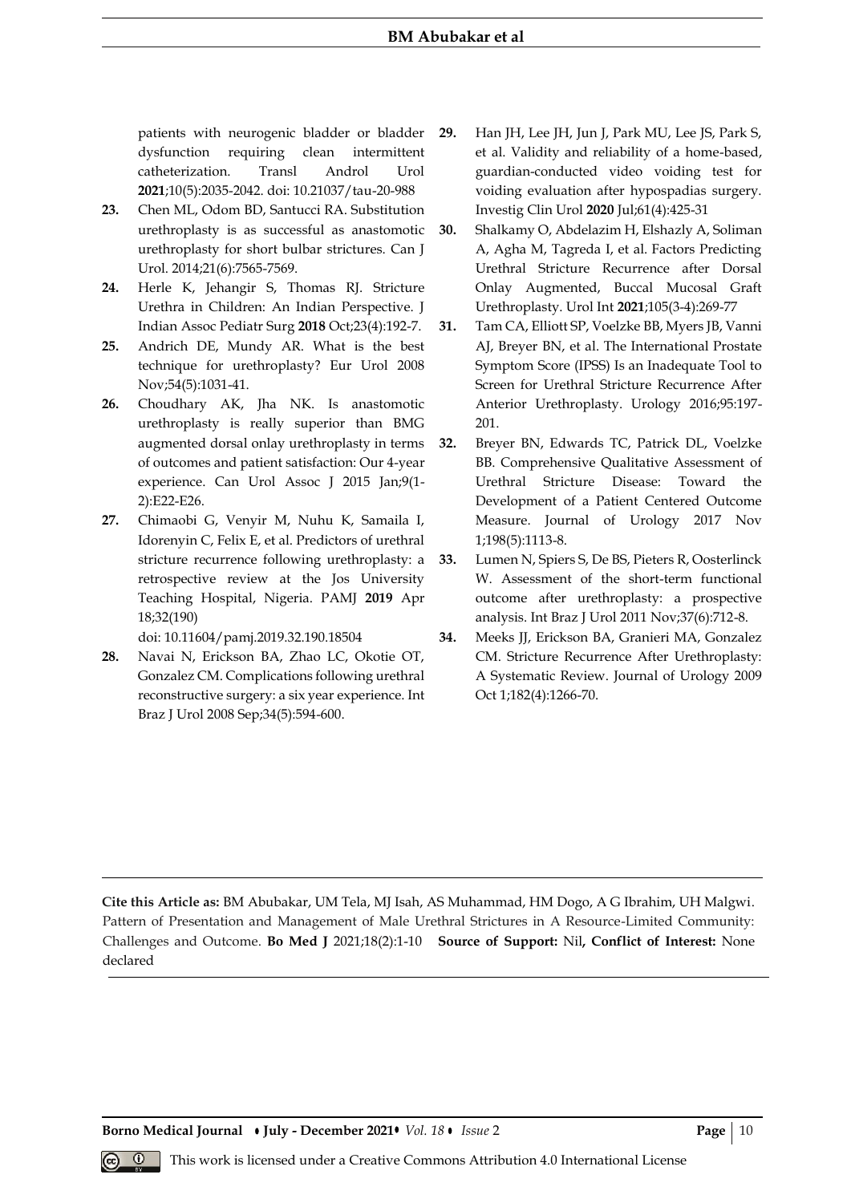patients with neurogenic bladder or bladder dysfunction requiring clean intermittent catheterization. Transl Androl Urol **2021**;10(5):2035-2042. doi: 10.21037/tau-20-988

23. Chen ML, Odom BD, Santucci RA. Substitution urethroplasty is as successful as anastomotic urethroplasty for short bulbar strictures. Can J Urol. 2014;21(6):7565-7569.
24. Herle K, Jehangir S, Thomas RJ. Stricture Urethra in Children: An Indian Perspective. J Indian Assoc Pediatr Surg **2018** Oct;23(4):192-7.
25. Andrich DE, Mundy AR. What is the best technique for urethroplasty? Eur Urol 2008 Nov;54(5):1031-41.
26. Choudhary AK, Jha NK. Is anastomotic urethroplasty is really superior than BMG augmented dorsal onlay urethroplasty in terms of outcomes and patient satisfaction: Our 4-year experience. Can Urol Assoc J 2015 Jan;9(1-2):E22-E26.
27. Chimaobi G, Venyir M, Nuhu K, Samaila I, Idorenyin C, Felix E, et al. Predictors of urethral stricture recurrence following urethroplasty: a retrospective review at the Jos University Teaching Hospital, Nigeria. PAMJ **2019** Apr 18;32(190) doi: 10.11604/pamj.2019.32.190.18504
28. Navai N, Erickson BA, Zhao LC, Okotie OT, Gonzalez CM. Complications following urethral reconstructive surgery: a six year experience. Int Braz J Urol 2008 Sep;34(5):594-600.
29. Han JH, Lee JH, Jun J, Park MU, Lee JS, Park S, et al. Validity and reliability of a home-based, guardian-conducted video voiding test for voiding evaluation after hypospadias surgery. Investig Clin Urol **2020** Jul;61(4):425-31
30. Shalkamy O, Abdelazim H, Elshazly A, Soliman A, Agha M, Tagreda I, et al. Factors Predicting Urethral Stricture Recurrence after Dorsal Onlay Augmented, Buccal Mucosal Graft Urethroplasty. Urol Int **2021**;105(3-4):269-77
31. Tam CA, Elliott SP, Voelzke BB, Myers JB, Vanni AJ, Breyer BN, et al. The International Prostate Symptom Score (IPSS) Is an Inadequate Tool to Screen for Urethral Stricture Recurrence After Anterior Urethroplasty. Urology 2016;95:197-201.
32. Breyer BN, Edwards TC, Patrick DL, Voelzke BB. Comprehensive Qualitative Assessment of Urethral Stricture Disease: Toward the Development of a Patient Centered Outcome Measure. Journal of Urology 2017 Nov 1;198(5):1113-8.
33. Lumen N, Spiers S, De BS, Pieters R, Oosterlinck W. Assessment of the short-term functional outcome after urethroplasty: a prospective analysis. Int Braz J Urol 2011 Nov;37(6):712-8.
34. Meeks JJ, Erickson BA, Granieri MA, Gonzalez CM. Stricture Recurrence After Urethroplasty: A Systematic Review. Journal of Urology 2009 Oct 1;182(4):1266-70.

**Cite this Article as:** BM Abubakar, UM Tela, MJ Isah, AS Muhammad, HM Dogo, A G Ibrahim, UH Malgwi. Pattern of Presentation and Management of Male Urethral Strictures in A Resource-Limited Community: Challenges and Outcome. **Bo Med J** 2021;18(2):1-10 **Source of Support:** Nil**, Conflict of Interest:** None declared

This work is licensed under a Creative Commons Attribution 4.0 International License